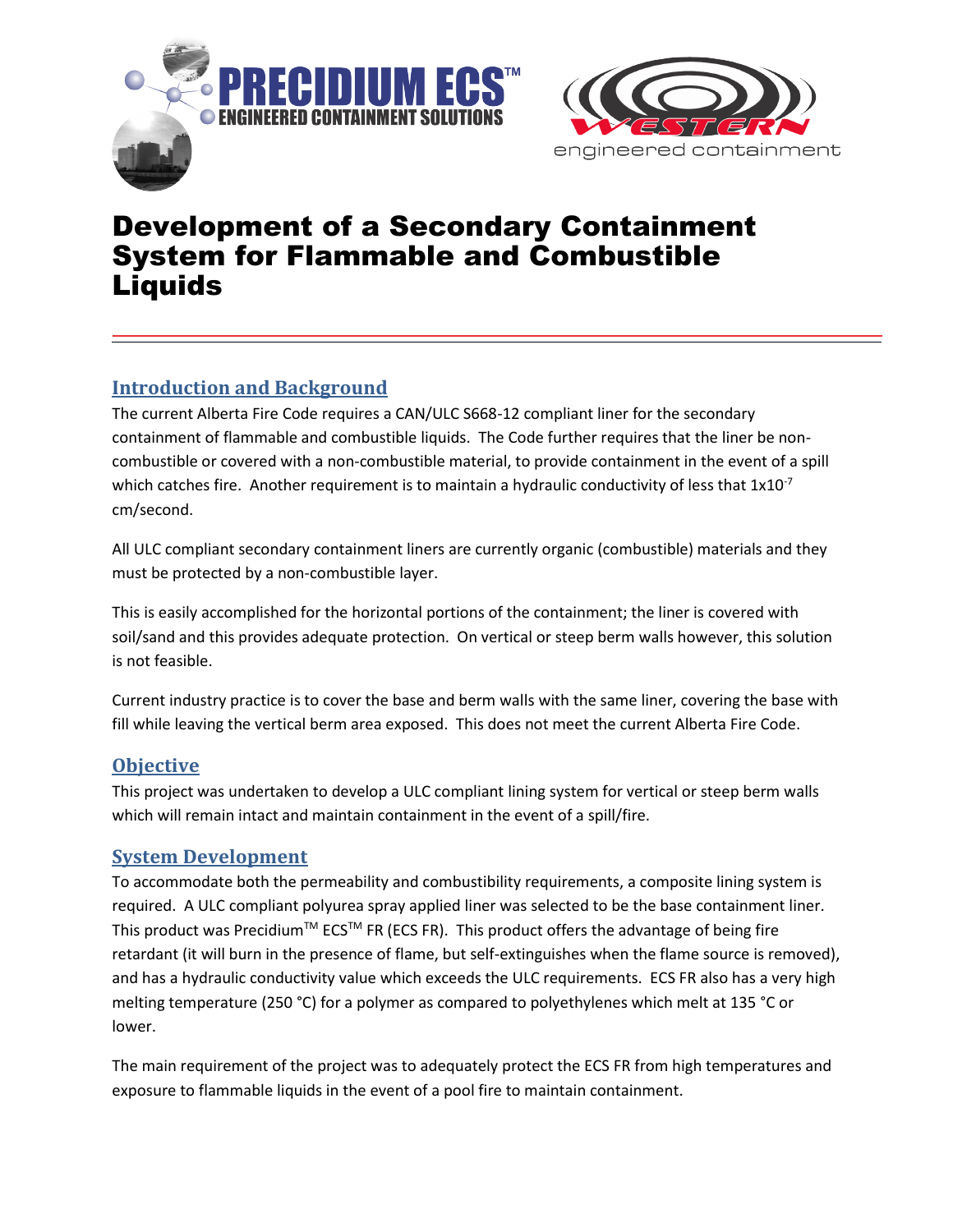# Development of a Secondary Containment System for Flammable and Combustible Liquids

## Introduction and Background

The current Alberta Fire Code requires a CAN/ULC S668-12 compliant liner for the secondary containment of flammable and combustible liquids. The Code further requires that the liner be non-combustible or covered with a non-combustible material, to provide containment in the event of a spill which catches fire. Another requirement is to maintain a hydraulic conductivity of less that $1x10^{-7}$ cm/second.

All ULC compliant secondary containment liners are currently organic (combustible) materials and they must be protected by a non-combustible layer.

This is easily accomplished for the horizontal portions of the containment; the liner is covered with soil/sand and this provides adequate protection. On vertical or steep berm walls however, this solution is not feasible.

Current industry practice is to cover the base and berm walls with the same liner, covering the base with fill while leaving the vertical berm area exposed. This does not meet the current Alberta Fire Code.

## Objective

This project was undertaken to develop a ULC compliant lining system for vertical or steep berm walls which will remain intact and maintain containment in the event of a spill/fire.

## System Development

To accommodate both the permeability and combustibility requirements, a composite lining system is required. A ULC compliant polyurea spray applied liner was selected to be the base containment liner. This product was Precidium™ ECS™ FR (ECS FR). This product offers the advantage of being fire retardant (it will burn in the presence of flame, but self-extinguishes when the flame source is removed), and has a hydraulic conductivity value which exceeds the ULC requirements. ECS FR also has a very high melting temperature (250 °C) for a polymer as compared to polyethylenes which melt at 135 °C or lower.

The main requirement of the project was to adequately protect the ECS FR from high temperatures and exposure to flammable liquids in the event of a pool fire to maintain containment.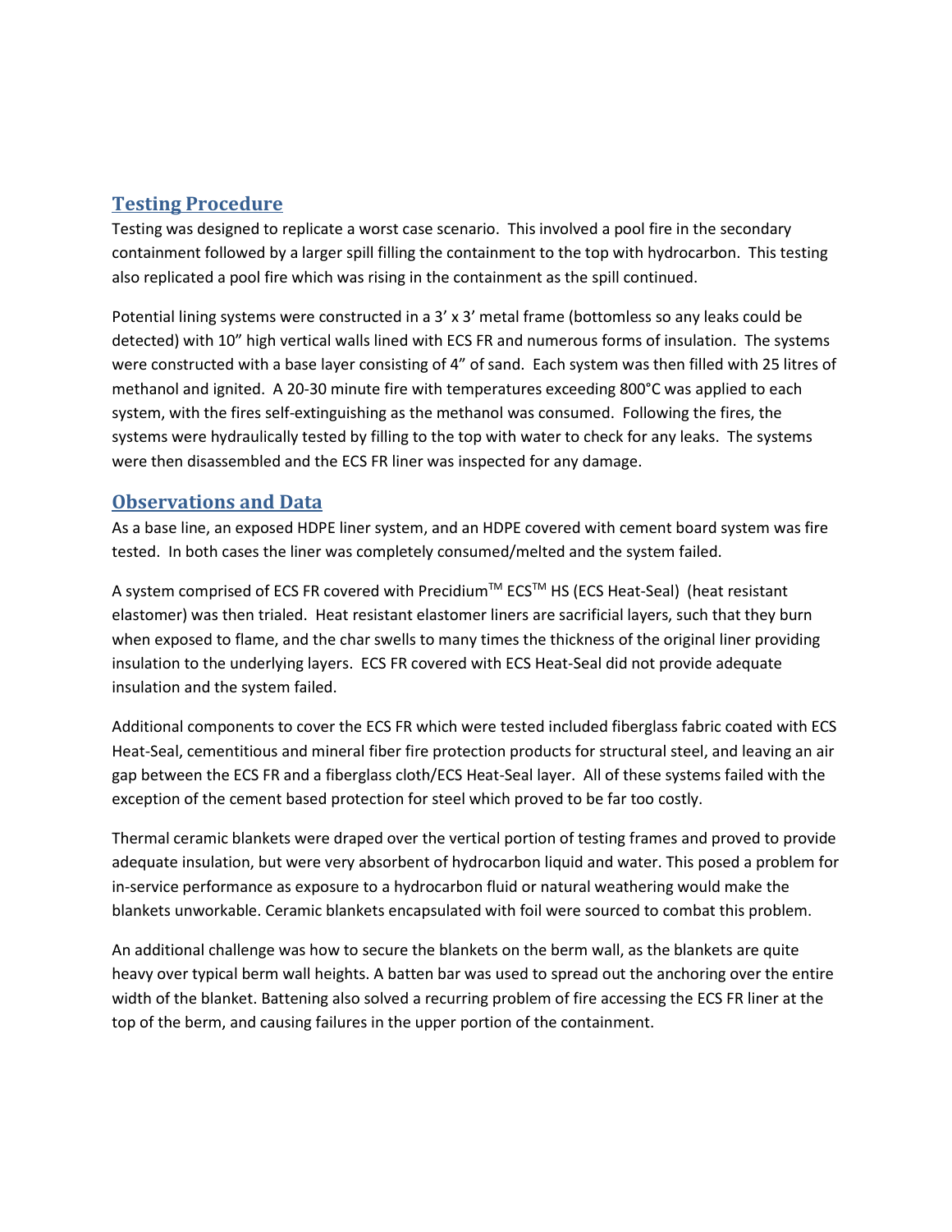## Testing Procedure

Testing was designed to replicate a worst case scenario. This involved a pool fire in the secondary containment followed by a larger spill filling the containment to the top with hydrocarbon. This testing also replicated a pool fire which was rising in the containment as the spill continued.

Potential lining systems were constructed in a 3' x 3' metal frame (bottomless so any leaks could be detected) with 10" high vertical walls lined with ECS FR and numerous forms of insulation. The systems were constructed with a base layer consisting of 4" of sand. Each system was then filled with 25 litres of methanol and ignited. A 20-30 minute fire with temperatures exceeding 800°C was applied to each system, with the fires self-extinguishing as the methanol was consumed. Following the fires, the systems were hydraulically tested by filling to the top with water to check for any leaks. The systems were then disassembled and the ECS FR liner was inspected for any damage.

## Observations and Data

As a base line, an exposed HDPE liner system, and an HDPE covered with cement board system was fire tested. In both cases the liner was completely consumed/melted and the system failed.

A system comprised of ECS FR covered with Precidium™ ECS™ HS (ECS Heat-Seal) (heat resistant elastomer) was then trialed. Heat resistant elastomer liners are sacrificial layers, such that they burn when exposed to flame, and the char swells to many times the thickness of the original liner providing insulation to the underlying layers. ECS FR covered with ECS Heat-Seal did not provide adequate insulation and the system failed.

Additional components to cover the ECS FR which were tested included fiberglass fabric coated with ECS Heat-Seal, cementitious and mineral fiber fire protection products for structural steel, and leaving an air gap between the ECS FR and a fiberglass cloth/ECS Heat-Seal layer. All of these systems failed with the exception of the cement based protection for steel which proved to be far too costly.

Thermal ceramic blankets were draped over the vertical portion of testing frames and proved to provide adequate insulation, but were very absorbent of hydrocarbon liquid and water. This posed a problem for in-service performance as exposure to a hydrocarbon fluid or natural weathering would make the blankets unworkable. Ceramic blankets encapsulated with foil were sourced to combat this problem.

An additional challenge was how to secure the blankets on the berm wall, as the blankets are quite heavy over typical berm wall heights. A batten bar was used to spread out the anchoring over the entire width of the blanket. Battening also solved a recurring problem of fire accessing the ECS FR liner at the top of the berm, and causing failures in the upper portion of the containment.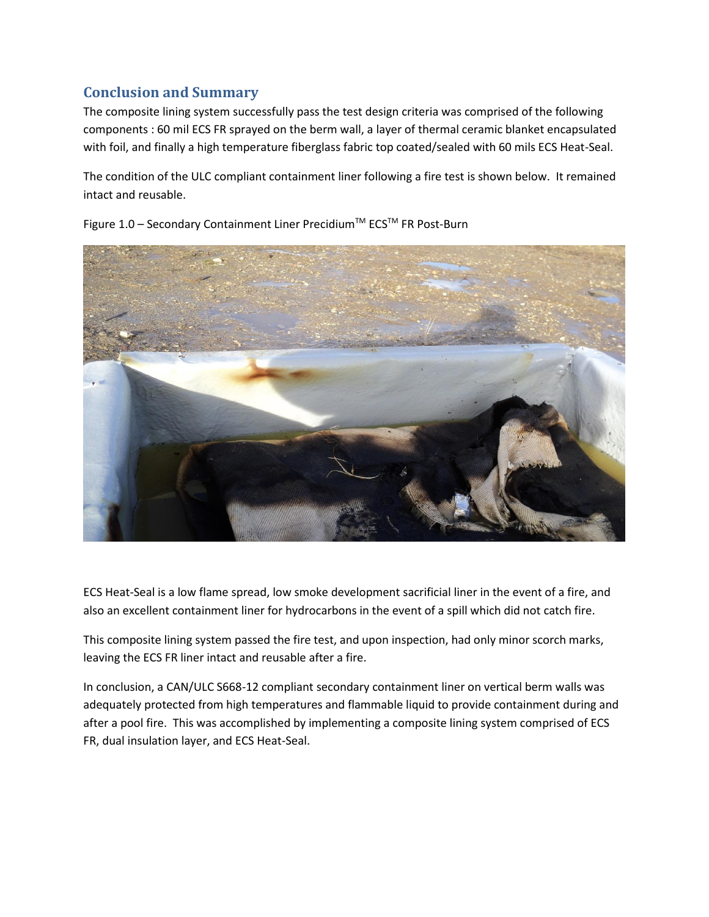## Conclusion and Summary

The composite lining system successfully pass the test design criteria was comprised of the following components : 60 mil ECS FR sprayed on the berm wall, a layer of thermal ceramic blanket encapsulated with foil, and finally a high temperature fiberglass fabric top coated/sealed with 60 mils ECS Heat-Seal.

The condition of the ULC compliant containment liner following a fire test is shown below. It remained intact and reusable.

Figure 1.0 – Secondary Containment Liner Precidium™ ECS™ FR Post-Burn

ECS Heat-Seal is a low flame spread, low smoke development sacrificial liner in the event of a fire, and also an excellent containment liner for hydrocarbons in the event of a spill which did not catch fire.

This composite lining system passed the fire test, and upon inspection, had only minor scorch marks, leaving the ECS FR liner intact and reusable after a fire.

In conclusion, a CAN/ULC S668-12 compliant secondary containment liner on vertical berm walls was adequately protected from high temperatures and flammable liquid to provide containment during and after a pool fire. This was accomplished by implementing a composite lining system comprised of ECS FR, dual insulation layer, and ECS Heat-Seal.